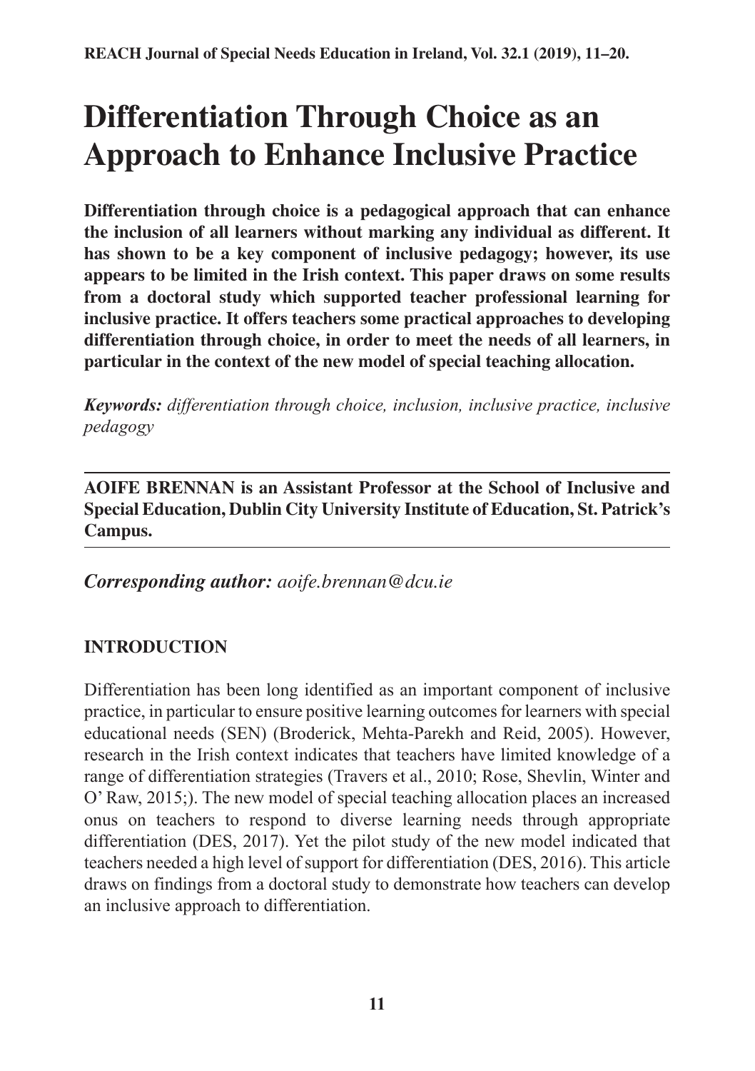# Differentiation Through Choice as an Approach to Enhance Inclusive Practice

**Differentiation through choice is a pedagogical approach that can enhance the inclusion of all learners without marking any individual as different. It has shown to be a key component of inclusive pedagogy; however, its use appears to be limited in the Irish context. This paper draws on some results from a doctoral study which supported teacher professional learning for inclusive practice. It offers teachers some practical approaches to developing differentiation through choice, in order to meet the needs of all learners, in particular in the context of the new model of special teaching allocation.**

***Keywords:*** *differentiation through choice, inclusion, inclusive practice, inclusive pedagogy*

---

**AOIFE BRENNAN is an Assistant Professor at the School of Inclusive and Special Education, Dublin City University Institute of Education, St. Patrick's Campus.**

---

***Corresponding author:*** *aoife.brennan@dcu.ie*

## INTRODUCTION

Differentiation has been long identified as an important component of inclusive practice, in particular to ensure positive learning outcomes for learners with special educational needs (SEN) (Broderick, Mehta-Parekh and Reid, 2005). However, research in the Irish context indicates that teachers have limited knowledge of a range of differentiation strategies (Travers et al., 2010; Rose, Shevlin, Winter and O' Raw, 2015;). The new model of special teaching allocation places an increased onus on teachers to respond to diverse learning needs through appropriate differentiation (DES, 2017). Yet the pilot study of the new model indicated that teachers needed a high level of support for differentiation (DES, 2016). This article draws on findings from a doctoral study to demonstrate how teachers can develop an inclusive approach to differentiation.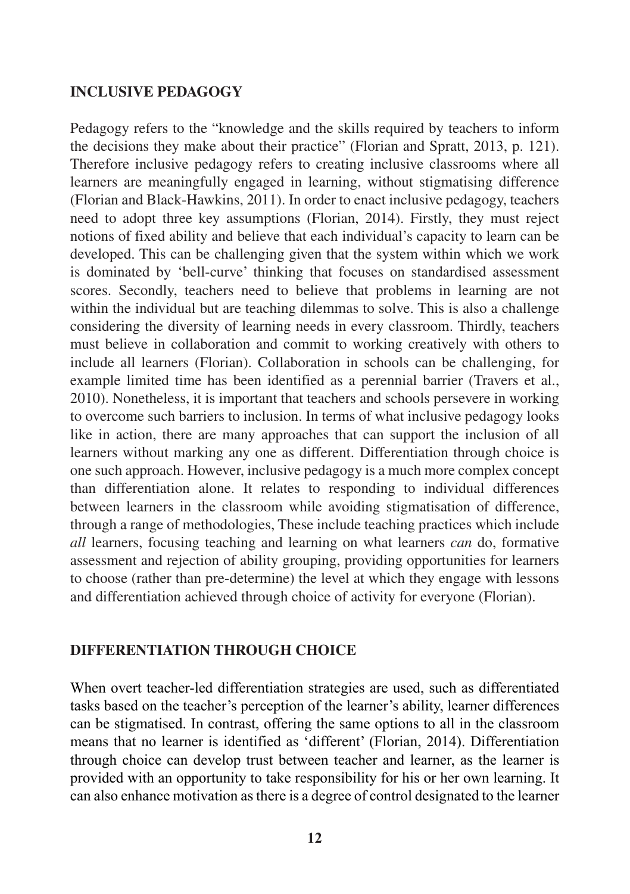## INCLUSIVE PEDAGOGY

Pedagogy refers to the "knowledge and the skills required by teachers to inform the decisions they make about their practice" (Florian and Spratt, 2013, p. 121). Therefore inclusive pedagogy refers to creating inclusive classrooms where all learners are meaningfully engaged in learning, without stigmatising difference (Florian and Black-Hawkins, 2011). In order to enact inclusive pedagogy, teachers need to adopt three key assumptions (Florian, 2014). Firstly, they must reject notions of fixed ability and believe that each individual's capacity to learn can be developed. This can be challenging given that the system within which we work is dominated by 'bell-curve' thinking that focuses on standardised assessment scores. Secondly, teachers need to believe that problems in learning are not within the individual but are teaching dilemmas to solve. This is also a challenge considering the diversity of learning needs in every classroom. Thirdly, teachers must believe in collaboration and commit to working creatively with others to include all learners (Florian). Collaboration in schools can be challenging, for example limited time has been identified as a perennial barrier (Travers et al., 2010). Nonetheless, it is important that teachers and schools persevere in working to overcome such barriers to inclusion. In terms of what inclusive pedagogy looks like in action, there are many approaches that can support the inclusion of all learners without marking any one as different. Differentiation through choice is one such approach. However, inclusive pedagogy is a much more complex concept than differentiation alone. It relates to responding to individual differences between learners in the classroom while avoiding stigmatisation of difference, through a range of methodologies, These include teaching practices which include *all* learners, focusing teaching and learning on what learners *can* do, formative assessment and rejection of ability grouping, providing opportunities for learners to choose (rather than pre-determine) the level at which they engage with lessons and differentiation achieved through choice of activity for everyone (Florian).

## DIFFERENTIATION THROUGH CHOICE

When overt teacher-led differentiation strategies are used, such as differentiated tasks based on the teacher's perception of the learner's ability, learner differences can be stigmatised. In contrast, offering the same options to all in the classroom means that no learner is identified as 'different' (Florian, 2014). Differentiation through choice can develop trust between teacher and learner, as the learner is provided with an opportunity to take responsibility for his or her own learning. It can also enhance motivation as there is a degree of control designated to the learner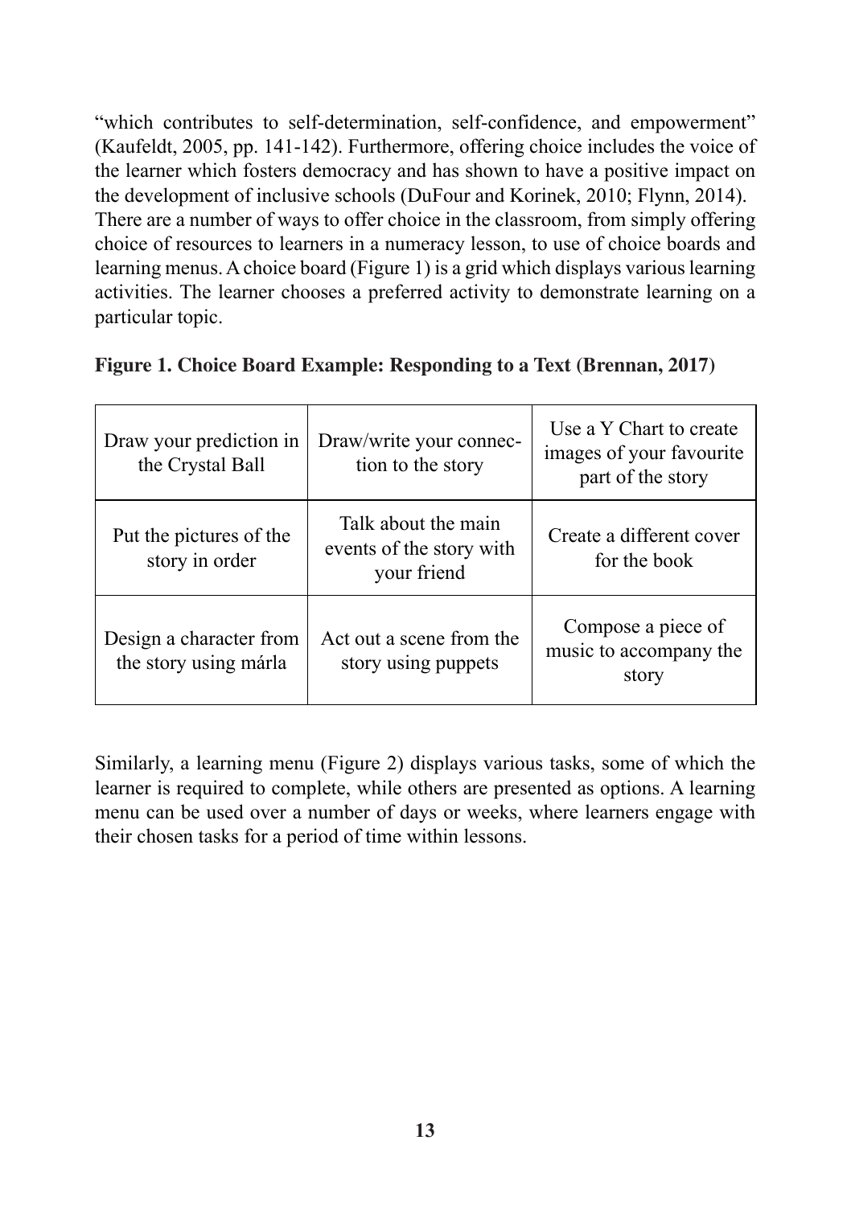"which contributes to self-determination, self-confidence, and empowerment" (Kaufeldt, 2005, pp. 141-142). Furthermore, offering choice includes the voice of the learner which fosters democracy and has shown to have a positive impact on the development of inclusive schools (DuFour and Korinek, 2010; Flynn, 2014).
There are a number of ways to offer choice in the classroom, from simply offering choice of resources to learners in a numeracy lesson, to use of choice boards and learning menus. A choice board (Figure 1) is a grid which displays various learning activities. The learner chooses a preferred activity to demonstrate learning on a particular topic.

**Figure 1. Choice Board Example: Responding to a Text (Brennan, 2017)**

| | | |
|---|---|---|
| Draw your prediction in the Crystal Ball | Draw/write your connection to the story | Use a Y Chart to create images of your favourite part of the story |
| Put the pictures of the story in order | Talk about the main events of the story with your friend | Create a different cover for the book |
| Design a character from the story using márla | Act out a scene from the story using puppets | Compose a piece of music to accompany the story |

Similarly, a learning menu (Figure 2) displays various tasks, some of which the learner is required to complete, while others are presented as options. A learning menu can be used over a number of days or weeks, where learners engage with their chosen tasks for a period of time within lessons.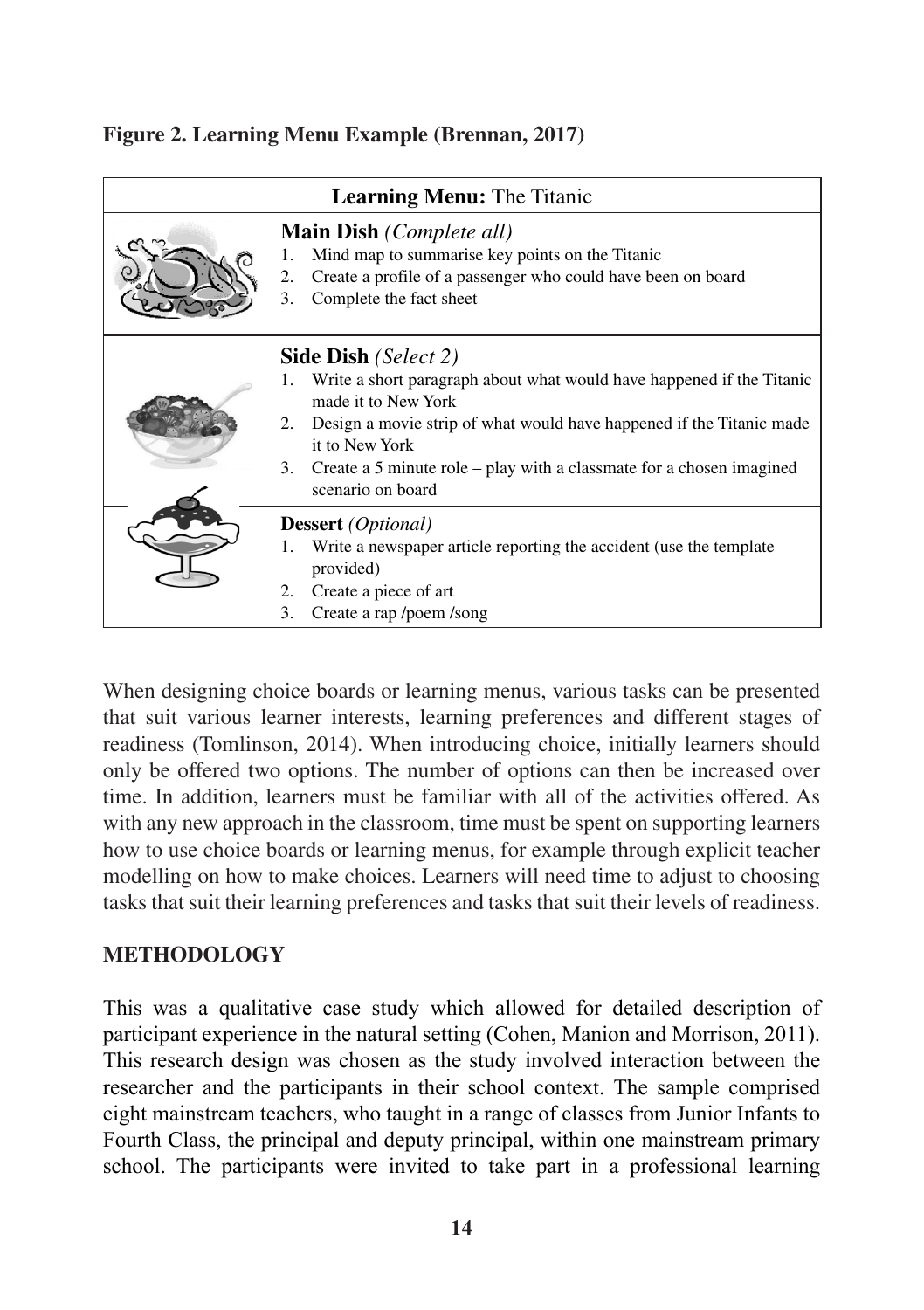**Figure 2. Learning Menu Example (Brennan, 2017)**

| **Learning Menu:** The Titanic | |
|---|---|
| | **Main Dish** *(Complete all)*<br>1. Mind map to summarise key points on the Titanic<br>2. Create a profile of a passenger who could have been on board<br>3. Complete the fact sheet |
| | **Side Dish** *(Select 2)*<br>1. Write a short paragraph about what would have happened if the Titanic made it to New York<br>2. Design a movie strip of what would have happened if the Titanic made it to New York<br>3. Create a 5 minute role – play with a classmate for a chosen imagined scenario on board |
| | **Dessert** *(Optional)*<br>1. Write a newspaper article reporting the accident (use the template provided)<br>2. Create a piece of art<br>3. Create a rap /poem /song |

When designing choice boards or learning menus, various tasks can be presented that suit various learner interests, learning preferences and different stages of readiness (Tomlinson, 2014). When introducing choice, initially learners should only be offered two options. The number of options can then be increased over time. In addition, learners must be familiar with all of the activities offered. As with any new approach in the classroom, time must be spent on supporting learners how to use choice boards or learning menus, for example through explicit teacher modelling on how to make choices. Learners will need time to adjust to choosing tasks that suit their learning preferences and tasks that suit their levels of readiness.

## METHODOLOGY

This was a qualitative case study which allowed for detailed description of participant experience in the natural setting (Cohen, Manion and Morrison, 2011). This research design was chosen as the study involved interaction between the researcher and the participants in their school context. The sample comprised eight mainstream teachers, who taught in a range of classes from Junior Infants to Fourth Class, the principal and deputy principal, within one mainstream primary school. The participants were invited to take part in a professional learning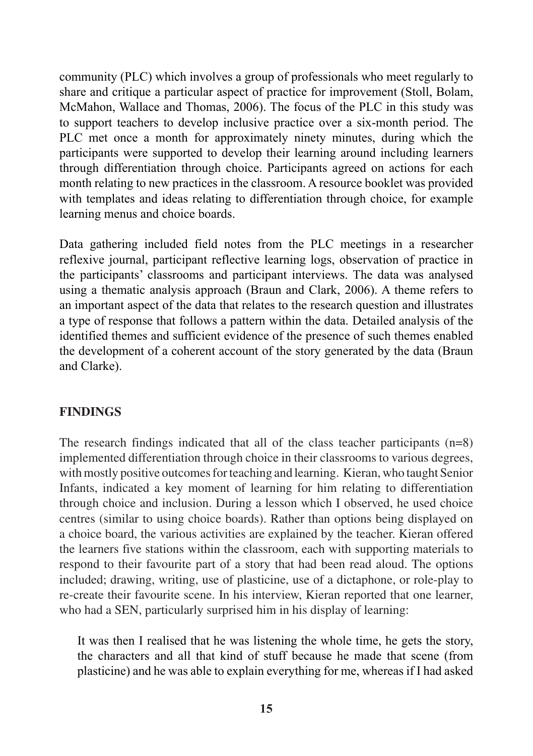community (PLC) which involves a group of professionals who meet regularly to share and critique a particular aspect of practice for improvement (Stoll, Bolam, McMahon, Wallace and Thomas, 2006). The focus of the PLC in this study was to support teachers to develop inclusive practice over a six-month period. The PLC met once a month for approximately ninety minutes, during which the participants were supported to develop their learning around including learners through differentiation through choice. Participants agreed on actions for each month relating to new practices in the classroom. A resource booklet was provided with templates and ideas relating to differentiation through choice, for example learning menus and choice boards.

Data gathering included field notes from the PLC meetings in a researcher reflexive journal, participant reflective learning logs, observation of practice in the participants' classrooms and participant interviews. The data was analysed using a thematic analysis approach (Braun and Clark, 2006). A theme refers to an important aspect of the data that relates to the research question and illustrates a type of response that follows a pattern within the data. Detailed analysis of the identified themes and sufficient evidence of the presence of such themes enabled the development of a coherent account of the story generated by the data (Braun and Clarke).

## FINDINGS

The research findings indicated that all of the class teacher participants (n=8) implemented differentiation through choice in their classrooms to various degrees, with mostly positive outcomes for teaching and learning. Kieran, who taught Senior Infants, indicated a key moment of learning for him relating to differentiation through choice and inclusion. During a lesson which I observed, he used choice centres (similar to using choice boards). Rather than options being displayed on a choice board, the various activities are explained by the teacher. Kieran offered the learners five stations within the classroom, each with supporting materials to respond to their favourite part of a story that had been read aloud. The options included; drawing, writing, use of plasticine, use of a dictaphone, or role-play to re-create their favourite scene. In his interview, Kieran reported that one learner, who had a SEN, particularly surprised him in his display of learning:

> It was then I realised that he was listening the whole time, he gets the story, the characters and all that kind of stuff because he made that scene (from plasticine) and he was able to explain everything for me, whereas if I had asked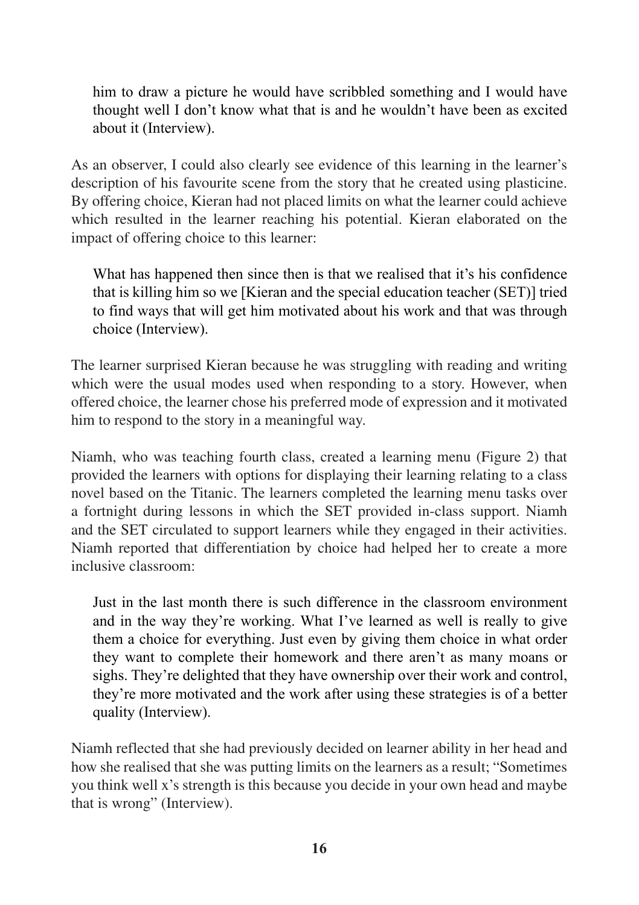> him to draw a picture he would have scribbled something and I would have thought well I don't know what that is and he wouldn't have been as excited about it (Interview).

As an observer, I could also clearly see evidence of this learning in the learner's description of his favourite scene from the story that he created using plasticine. By offering choice, Kieran had not placed limits on what the learner could achieve which resulted in the learner reaching his potential. Kieran elaborated on the impact of offering choice to this learner:

> What has happened then since then is that we realised that it's his confidence that is killing him so we [Kieran and the special education teacher (SET)] tried to find ways that will get him motivated about his work and that was through choice (Interview).

The learner surprised Kieran because he was struggling with reading and writing which were the usual modes used when responding to a story. However, when offered choice, the learner chose his preferred mode of expression and it motivated him to respond to the story in a meaningful way.

Niamh, who was teaching fourth class, created a learning menu (Figure 2) that provided the learners with options for displaying their learning relating to a class novel based on the Titanic. The learners completed the learning menu tasks over a fortnight during lessons in which the SET provided in-class support. Niamh and the SET circulated to support learners while they engaged in their activities. Niamh reported that differentiation by choice had helped her to create a more inclusive classroom:

> Just in the last month there is such difference in the classroom environment and in the way they're working. What I've learned as well is really to give them a choice for everything. Just even by giving them choice in what order they want to complete their homework and there aren't as many moans or sighs. They're delighted that they have ownership over their work and control, they're more motivated and the work after using these strategies is of a better quality (Interview).

Niamh reflected that she had previously decided on learner ability in her head and how she realised that she was putting limits on the learners as a result; "Sometimes you think well x's strength is this because you decide in your own head and maybe that is wrong" (Interview).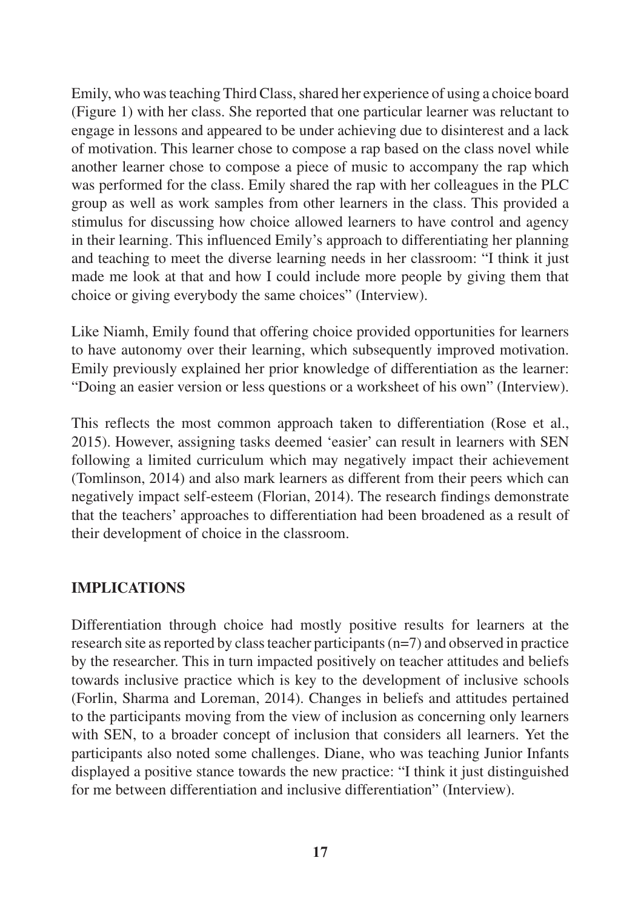Emily, who was teaching Third Class, shared her experience of using a choice board (Figure 1) with her class. She reported that one particular learner was reluctant to engage in lessons and appeared to be under achieving due to disinterest and a lack of motivation. This learner chose to compose a rap based on the class novel while another learner chose to compose a piece of music to accompany the rap which was performed for the class. Emily shared the rap with her colleagues in the PLC group as well as work samples from other learners in the class. This provided a stimulus for discussing how choice allowed learners to have control and agency in their learning. This influenced Emily's approach to differentiating her planning and teaching to meet the diverse learning needs in her classroom: "I think it just made me look at that and how I could include more people by giving them that choice or giving everybody the same choices" (Interview).

Like Niamh, Emily found that offering choice provided opportunities for learners to have autonomy over their learning, which subsequently improved motivation. Emily previously explained her prior knowledge of differentiation as the learner: "Doing an easier version or less questions or a worksheet of his own" (Interview).

This reflects the most common approach taken to differentiation (Rose et al., 2015). However, assigning tasks deemed 'easier' can result in learners with SEN following a limited curriculum which may negatively impact their achievement (Tomlinson, 2014) and also mark learners as different from their peers which can negatively impact self-esteem (Florian, 2014). The research findings demonstrate that the teachers' approaches to differentiation had been broadened as a result of their development of choice in the classroom.

## IMPLICATIONS

Differentiation through choice had mostly positive results for learners at the research site as reported by class teacher participants (n=7) and observed in practice by the researcher. This in turn impacted positively on teacher attitudes and beliefs towards inclusive practice which is key to the development of inclusive schools (Forlin, Sharma and Loreman, 2014). Changes in beliefs and attitudes pertained to the participants moving from the view of inclusion as concerning only learners with SEN, to a broader concept of inclusion that considers all learners. Yet the participants also noted some challenges. Diane, who was teaching Junior Infants displayed a positive stance towards the new practice: "I think it just distinguished for me between differentiation and inclusive differentiation" (Interview).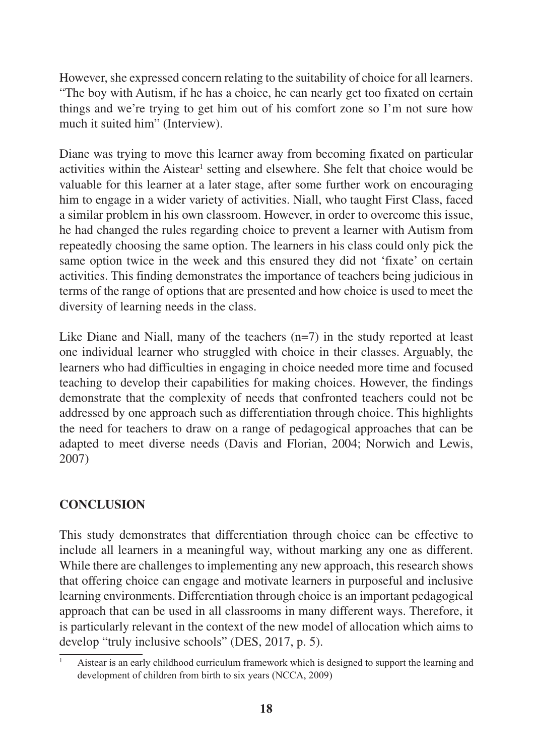However, she expressed concern relating to the suitability of choice for all learners. "The boy with Autism, if he has a choice, he can nearly get too fixated on certain things and we're trying to get him out of his comfort zone so I'm not sure how much it suited him" (Interview).

Diane was trying to move this learner away from becoming fixated on particular activities within the Aistear[1] setting and elsewhere. She felt that choice would be valuable for this learner at a later stage, after some further work on encouraging him to engage in a wider variety of activities. Niall, who taught First Class, faced a similar problem in his own classroom. However, in order to overcome this issue, he had changed the rules regarding choice to prevent a learner with Autism from repeatedly choosing the same option. The learners in his class could only pick the same option twice in the week and this ensured they did not 'fixate' on certain activities. This finding demonstrates the importance of teachers being judicious in terms of the range of options that are presented and how choice is used to meet the diversity of learning needs in the class.

Like Diane and Niall, many of the teachers (n=7) in the study reported at least one individual learner who struggled with choice in their classes. Arguably, the learners who had difficulties in engaging in choice needed more time and focused teaching to develop their capabilities for making choices. However, the findings demonstrate that the complexity of needs that confronted teachers could not be addressed by one approach such as differentiation through choice. This highlights the need for teachers to draw on a range of pedagogical approaches that can be adapted to meet diverse needs (Davis and Florian, 2004; Norwich and Lewis, 2007)

## CONCLUSION

This study demonstrates that differentiation through choice can be effective to include all learners in a meaningful way, without marking any one as different. While there are challenges to implementing any new approach, this research shows that offering choice can engage and motivate learners in purposeful and inclusive learning environments. Differentiation through choice is an important pedagogical approach that can be used in all classrooms in many different ways. Therefore, it is particularly relevant in the context of the new model of allocation which aims to develop "truly inclusive schools" (DES, 2017, p. 5).

[1] Aistear is an early childhood curriculum framework which is designed to support the learning and development of children from birth to six years (NCCA, 2009)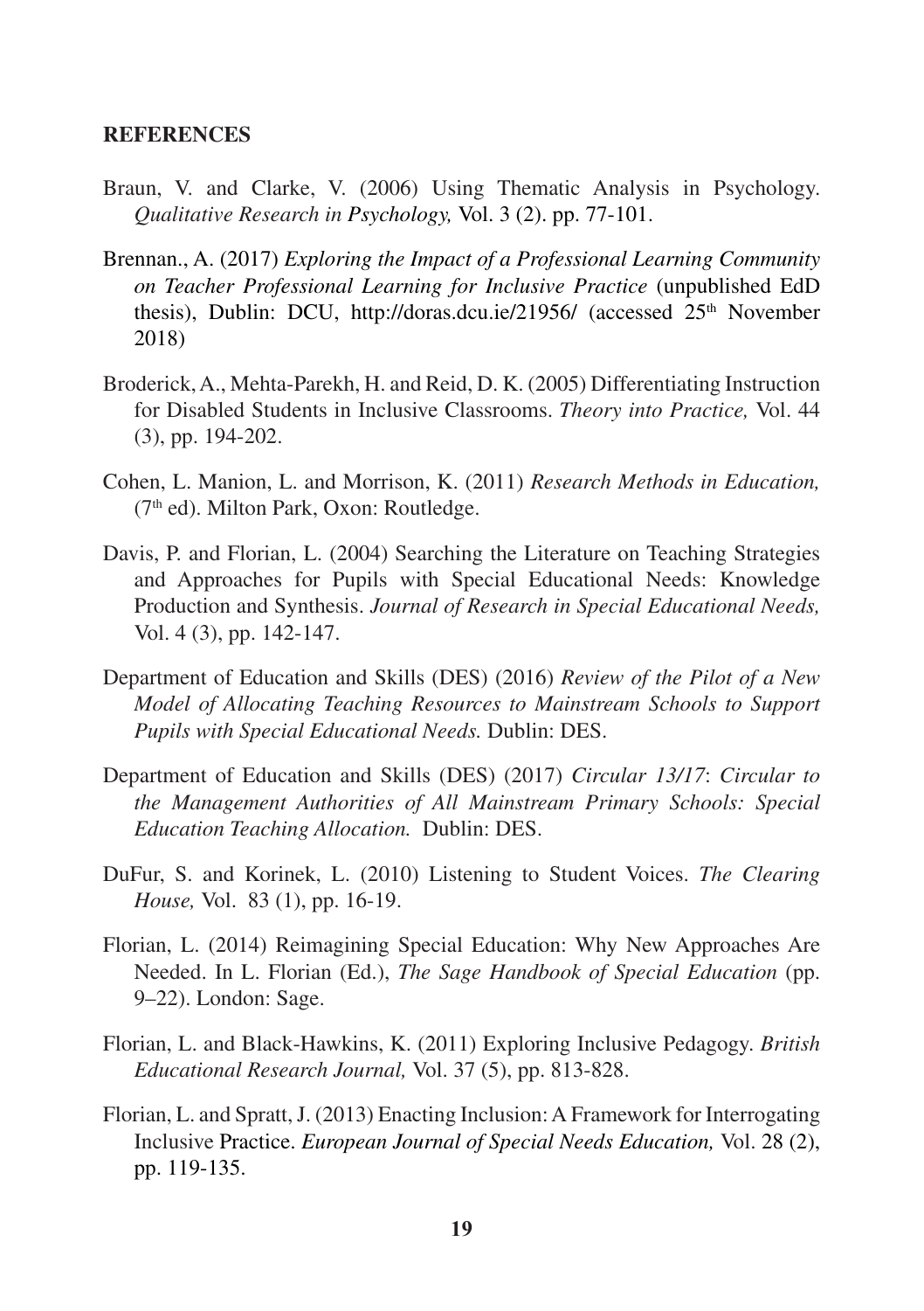## REFERENCES

Braun, V. and Clarke, V. (2006) Using Thematic Analysis in Psychology. *Qualitative Research in Psychology,* Vol. 3 (2). pp. 77-101.

Brennan., A. (2017) *Exploring the Impact of a Professional Learning Community on Teacher Professional Learning for Inclusive Practice* (unpublished EdD thesis), Dublin: DCU, http://doras.dcu.ie/21956/ (accessed 25th November 2018)

Broderick, A., Mehta-Parekh, H. and Reid, D. K. (2005) Differentiating Instruction for Disabled Students in Inclusive Classrooms. *Theory into Practice,* Vol. 44 (3), pp. 194-202.

Cohen, L. Manion, L. and Morrison, K. (2011) *Research Methods in Education,* (7th ed). Milton Park, Oxon: Routledge.

Davis, P. and Florian, L. (2004) Searching the Literature on Teaching Strategies and Approaches for Pupils with Special Educational Needs: Knowledge Production and Synthesis. *Journal of Research in Special Educational Needs,* Vol. 4 (3), pp. 142-147.

Department of Education and Skills (DES) (2016) *Review of the Pilot of a New Model of Allocating Teaching Resources to Mainstream Schools to Support Pupils with Special Educational Needs.* Dublin: DES.

Department of Education and Skills (DES) (2017) *Circular 13/17*: *Circular to the Management Authorities of All Mainstream Primary Schools: Special Education Teaching Allocation.* Dublin: DES.

DuFur, S. and Korinek, L. (2010) Listening to Student Voices. *The Clearing House,* Vol. 83 (1), pp. 16-19.

Florian, L. (2014) Reimagining Special Education: Why New Approaches Are Needed. In L. Florian (Ed.), *The Sage Handbook of Special Education* (pp. 9–22). London: Sage.

Florian, L. and Black-Hawkins, K. (2011) Exploring Inclusive Pedagogy. *British Educational Research Journal,* Vol. 37 (5), pp. 813-828.

Florian, L. and Spratt, J. (2013) Enacting Inclusion: A Framework for Interrogating Inclusive Practice. *European Journal of Special Needs Education,* Vol. 28 (2), pp. 119-135.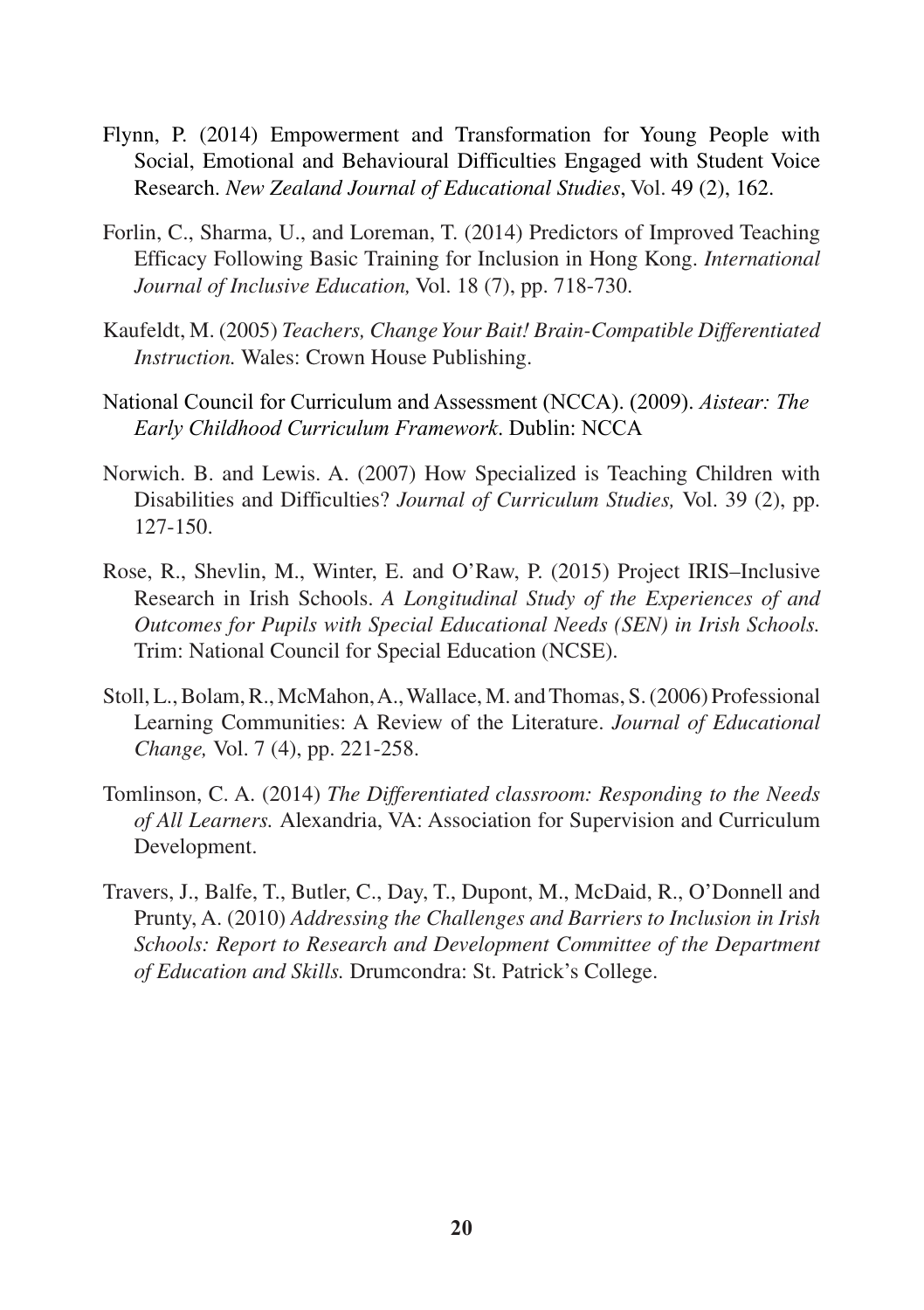Flynn, P. (2014) Empowerment and Transformation for Young People with Social, Emotional and Behavioural Difficulties Engaged with Student Voice Research. *New Zealand Journal of Educational Studies*, Vol. 49 (2), 162.

Forlin, C., Sharma, U., and Loreman, T. (2014) Predictors of Improved Teaching Efficacy Following Basic Training for Inclusion in Hong Kong. *International Journal of Inclusive Education,* Vol. 18 (7), pp. 718-730.

Kaufeldt, M. (2005) *Teachers, Change Your Bait! Brain-Compatible Differentiated Instruction.* Wales: Crown House Publishing.

National Council for Curriculum and Assessment (NCCA). (2009). *Aistear: The Early Childhood Curriculum Framework*. Dublin: NCCA

Norwich. B. and Lewis. A. (2007) How Specialized is Teaching Children with Disabilities and Difficulties? *Journal of Curriculum Studies,* Vol. 39 (2), pp. 127-150.

Rose, R., Shevlin, M., Winter, E. and O'Raw, P. (2015) Project IRIS–Inclusive Research in Irish Schools. *A Longitudinal Study of the Experiences of and Outcomes for Pupils with Special Educational Needs (SEN) in Irish Schools.* Trim: National Council for Special Education (NCSE).

Stoll, L., Bolam, R., McMahon, A., Wallace, M. and Thomas, S. (2006) Professional Learning Communities: A Review of the Literature. *Journal of Educational Change,* Vol. 7 (4), pp. 221-258.

Tomlinson, C. A. (2014) *The Differentiated classroom: Responding to the Needs of All Learners.* Alexandria, VA: Association for Supervision and Curriculum Development.

Travers, J., Balfe, T., Butler, C., Day, T., Dupont, M., McDaid, R., O'Donnell and Prunty, A. (2010) *Addressing the Challenges and Barriers to Inclusion in Irish Schools: Report to Research and Development Committee of the Department of Education and Skills.* Drumcondra: St. Patrick's College.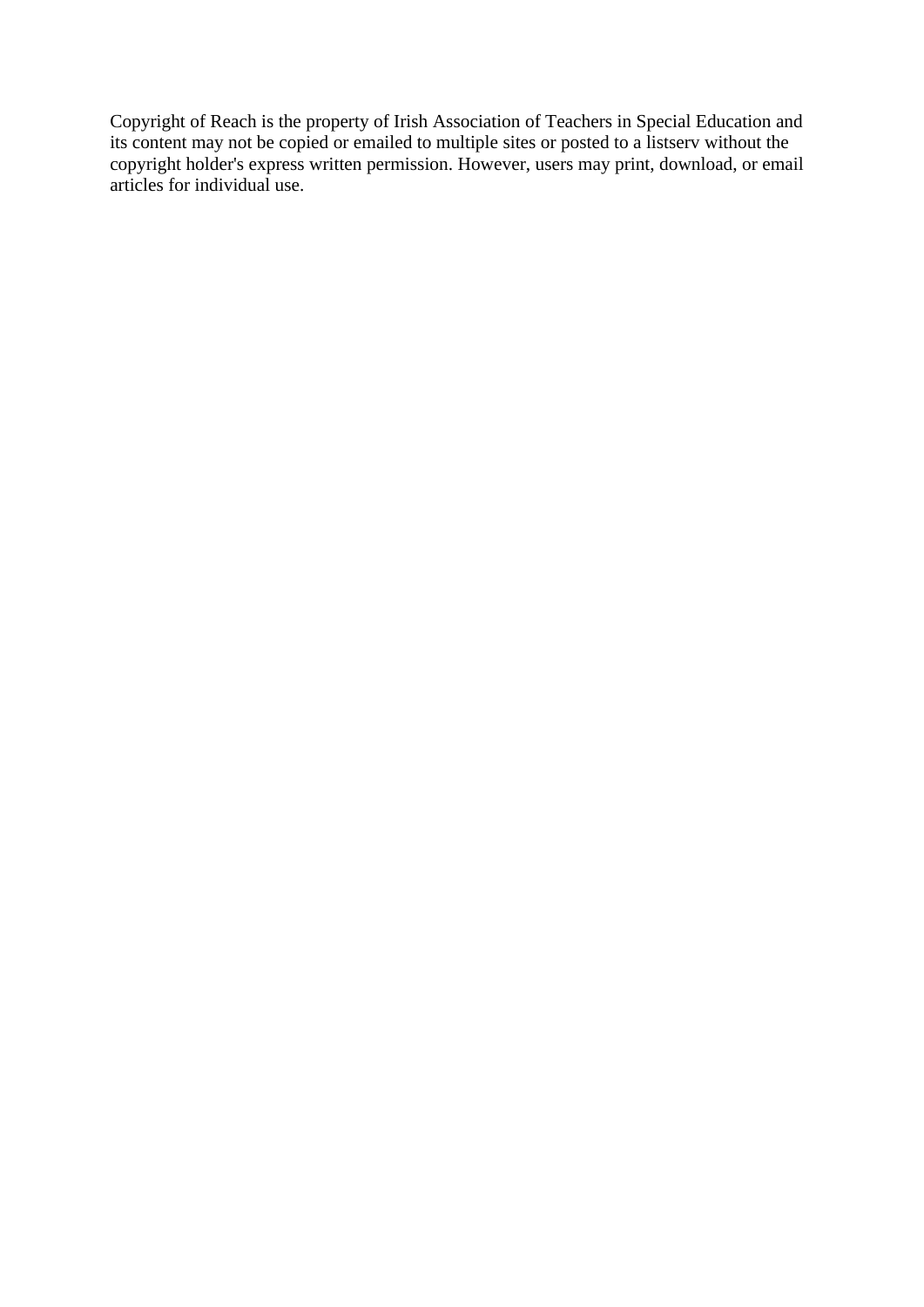Copyright of Reach is the property of Irish Association of Teachers in Special Education and its content may not be copied or emailed to multiple sites or posted to a listserv without the copyright holder's express written permission. However, users may print, download, or email articles for individual use.